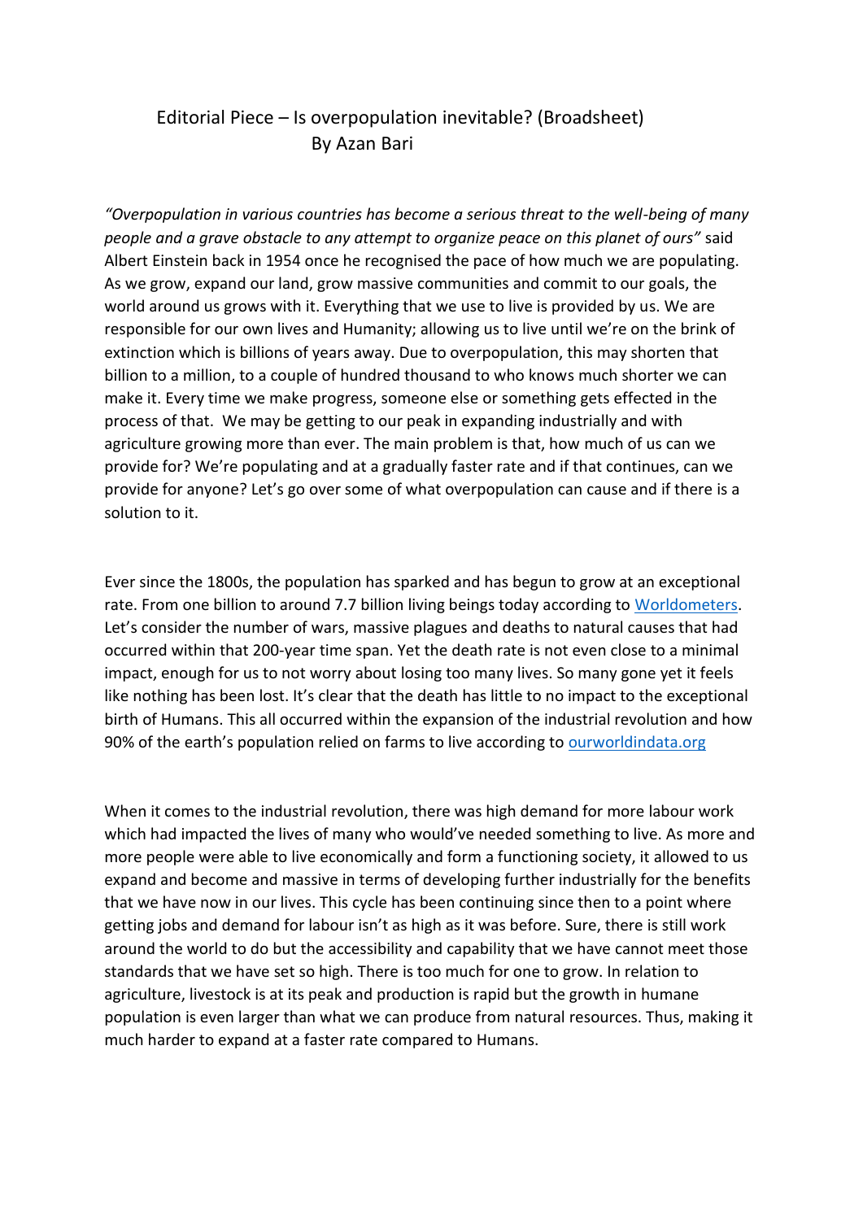# Editorial Piece – Is overpopulation inevitable? (Broadsheet)

By Azan Bari

*"Overpopulation in various countries has become a serious threat to the well-being of many people and a grave obstacle to any attempt to organize peace on this planet of ours"* said Albert Einstein back in 1954 once he recognised the pace of how much we are populating. As we grow, expand our land, grow massive communities and commit to our goals, the world around us grows with it. Everything that we use to live is provided by us. We are responsible for our own lives and Humanity; allowing us to live until we're on the brink of extinction which is billions of years away. Due to overpopulation, this may shorten that billion to a million, to a couple of hundred thousand to who knows much shorter we can make it. Every time we make progress, someone else or something gets effected in the process of that. We may be getting to our peak in expanding industrially and with agriculture growing more than ever. The main problem is that, how much of us can we provide for? We're populating and at a gradually faster rate and if that continues, can we provide for anyone? Let's go over some of what overpopulation can cause and if there is a solution to it.

Ever since the 1800s, the population has sparked and has begun to grow at an exceptional rate. From one billion to around 7.7 billion living beings today according to [Worldometers](). Let's consider the number of wars, massive plagues and deaths to natural causes that had occurred within that 200-year time span. Yet the death rate is not even close to a minimal impact, enough for us to not worry about losing too many lives. So many gone yet it feels like nothing has been lost. It's clear that the death has little to no impact to the exceptional birth of Humans. This all occurred within the expansion of the industrial revolution and how 90% of the earth's population relied on farms to live according to [ourworldindata.org]()

When it comes to the industrial revolution, there was high demand for more labour work which had impacted the lives of many who would've needed something to live. As more and more people were able to live economically and form a functioning society, it allowed to us expand and become and massive in terms of developing further industrially for the benefits that we have now in our lives. This cycle has been continuing since then to a point where getting jobs and demand for labour isn't as high as it was before. Sure, there is still work around the world to do but the accessibility and capability that we have cannot meet those standards that we have set so high. There is too much for one to grow. In relation to agriculture, livestock is at its peak and production is rapid but the growth in humane population is even larger than what we can produce from natural resources. Thus, making it much harder to expand at a faster rate compared to Humans.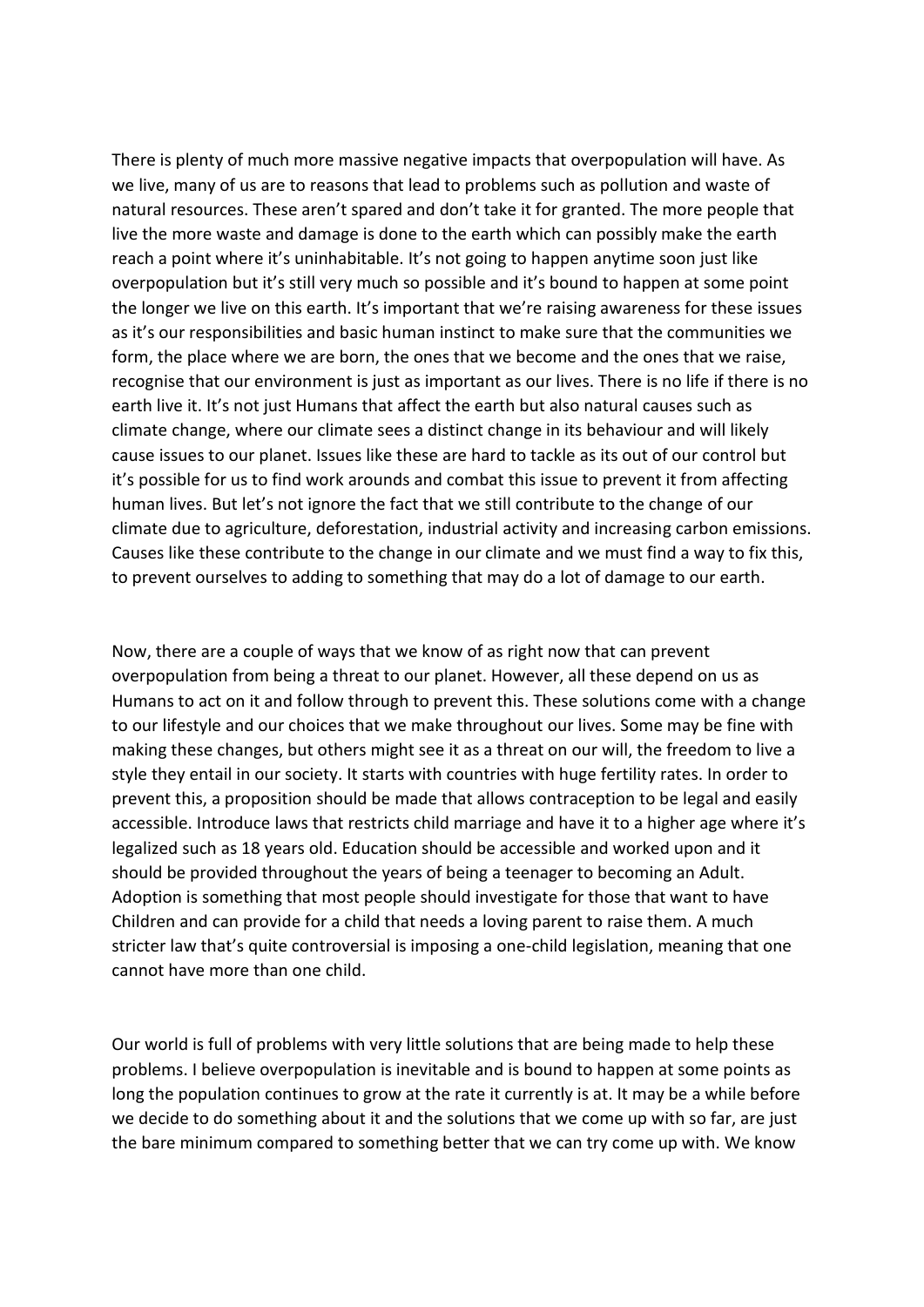There is plenty of much more massive negative impacts that overpopulation will have. As we live, many of us are to reasons that lead to problems such as pollution and waste of natural resources. These aren't spared and don't take it for granted. The more people that live the more waste and damage is done to the earth which can possibly make the earth reach a point where it's uninhabitable. It's not going to happen anytime soon just like overpopulation but it's still very much so possible and it's bound to happen at some point the longer we live on this earth. It's important that we're raising awareness for these issues as it's our responsibilities and basic human instinct to make sure that the communities we form, the place where we are born, the ones that we become and the ones that we raise, recognise that our environment is just as important as our lives. There is no life if there is no earth live it. It's not just Humans that affect the earth but also natural causes such as climate change, where our climate sees a distinct change in its behaviour and will likely cause issues to our planet. Issues like these are hard to tackle as its out of our control but it's possible for us to find work arounds and combat this issue to prevent it from affecting human lives. But let's not ignore the fact that we still contribute to the change of our climate due to agriculture, deforestation, industrial activity and increasing carbon emissions. Causes like these contribute to the change in our climate and we must find a way to fix this, to prevent ourselves to adding to something that may do a lot of damage to our earth.

Now, there are a couple of ways that we know of as right now that can prevent overpopulation from being a threat to our planet. However, all these depend on us as Humans to act on it and follow through to prevent this. These solutions come with a change to our lifestyle and our choices that we make throughout our lives. Some may be fine with making these changes, but others might see it as a threat on our will, the freedom to live a style they entail in our society. It starts with countries with huge fertility rates. In order to prevent this, a proposition should be made that allows contraception to be legal and easily accessible. Introduce laws that restricts child marriage and have it to a higher age where it's legalized such as 18 years old. Education should be accessible and worked upon and it should be provided throughout the years of being a teenager to becoming an Adult. Adoption is something that most people should investigate for those that want to have Children and can provide for a child that needs a loving parent to raise them. A much stricter law that's quite controversial is imposing a one-child legislation, meaning that one cannot have more than one child.

Our world is full of problems with very little solutions that are being made to help these problems. I believe overpopulation is inevitable and is bound to happen at some points as long the population continues to grow at the rate it currently is at. It may be a while before we decide to do something about it and the solutions that we come up with so far, are just the bare minimum compared to something better that we can try come up with. We know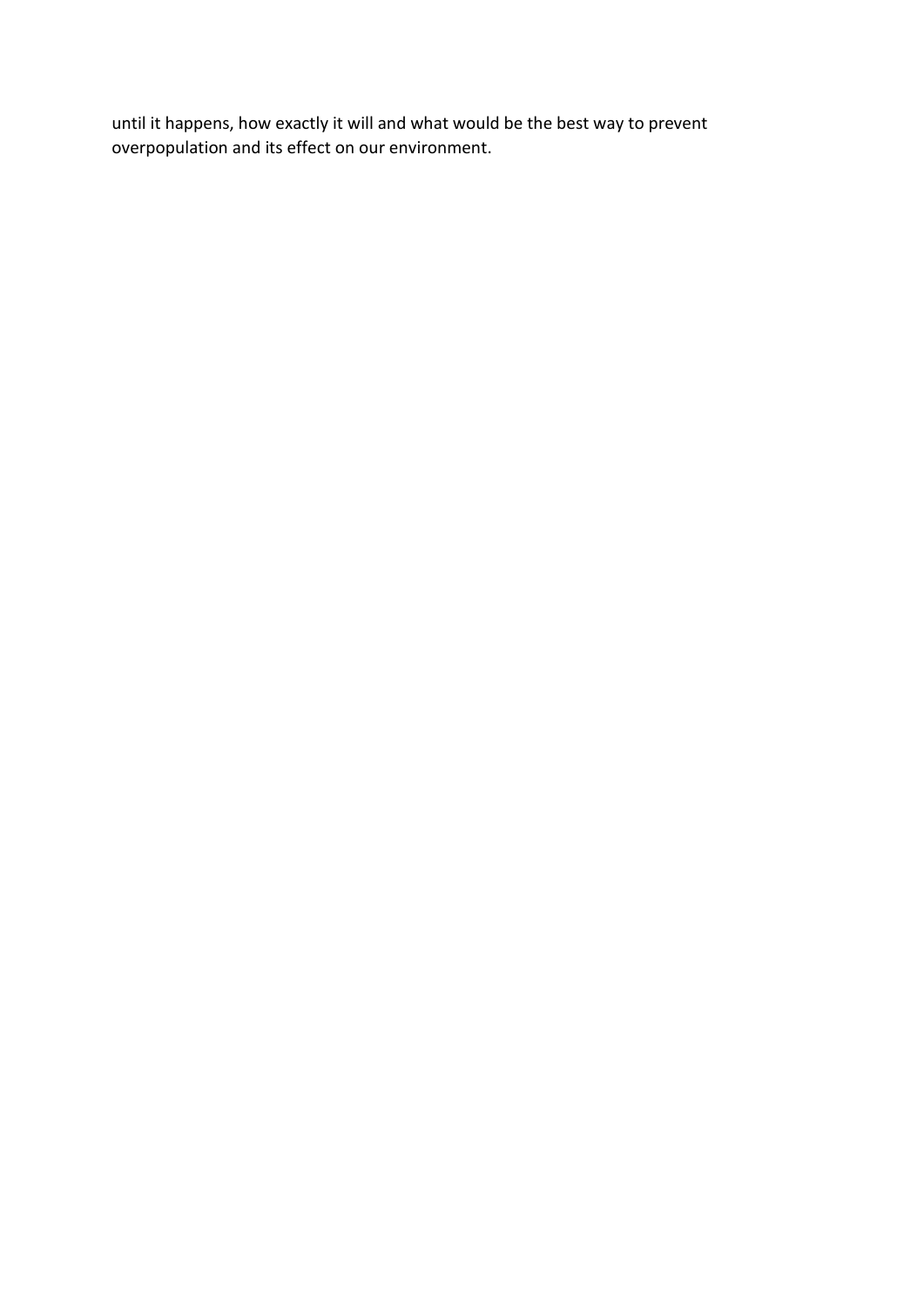until it happens, how exactly it will and what would be the best way to prevent overpopulation and its effect on our environment.